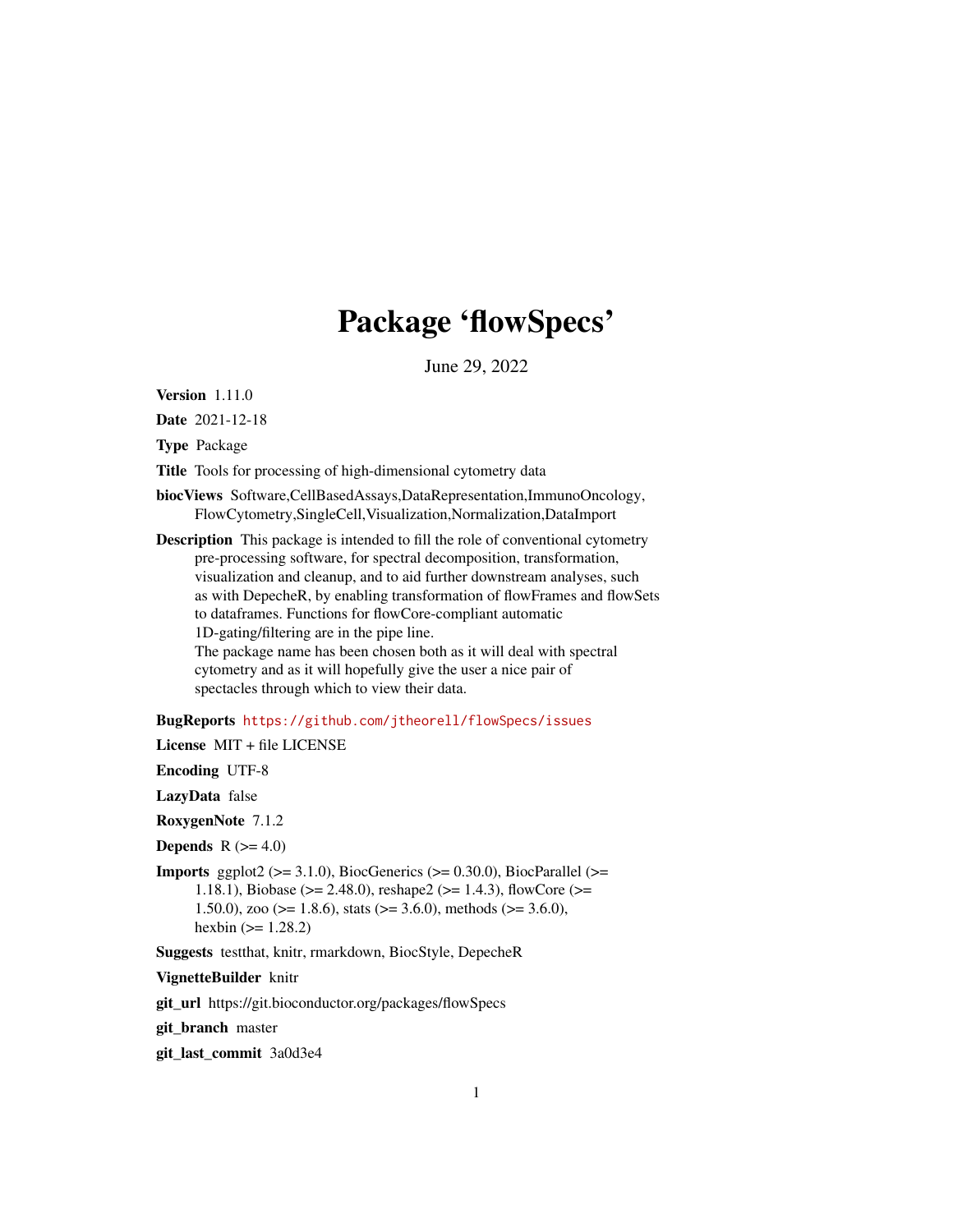# Package 'flowSpecs'

June 29, 2022

**Version** 1.11.0

**Date** 2021-12-18

**Type** Package

**Title** Tools for processing of high-dimensional cytometry data

**biocViews** Software,CellBasedAssays,DataRepresentation,ImmunoOncology, FlowCytometry,SingleCell,Visualization,Normalization,DataImport

**Description** This package is intended to fill the role of conventional cytometry pre-processing software, for spectral decomposition, transformation, visualization and cleanup, and to aid further downstream analyses, such as with DepecheR, by enabling transformation of flowFrames and flowSets to dataframes. Functions for flowCore-compliant automatic 1D-gating/filtering are in the pipe line.
The package name has been chosen both as it will deal with spectral cytometry and as it will hopefully give the user a nice pair of spectacles through which to view their data.

**BugReports** https://github.com/jtheorell/flowSpecs/issues

**License** MIT + file LICENSE

**Encoding** UTF-8

**LazyData** false

**RoxygenNote** 7.1.2

**Depends** R (>= 4.0)

**Imports** ggplot2 (>= 3.1.0), BiocGenerics (>= 0.30.0), BiocParallel (>= 1.18.1), Biobase (>= 2.48.0), reshape2 (>= 1.4.3), flowCore (>= 1.50.0), zoo (>= 1.8.6), stats (>= 3.6.0), methods (>= 3.6.0), hexbin (>= 1.28.2)

**Suggests** testthat, knitr, rmarkdown, BiocStyle, DepecheR

**VignetteBuilder** knitr

**git_url** https://git.bioconductor.org/packages/flowSpecs

**git_branch** master

**git_last_commit** 3a0d3e4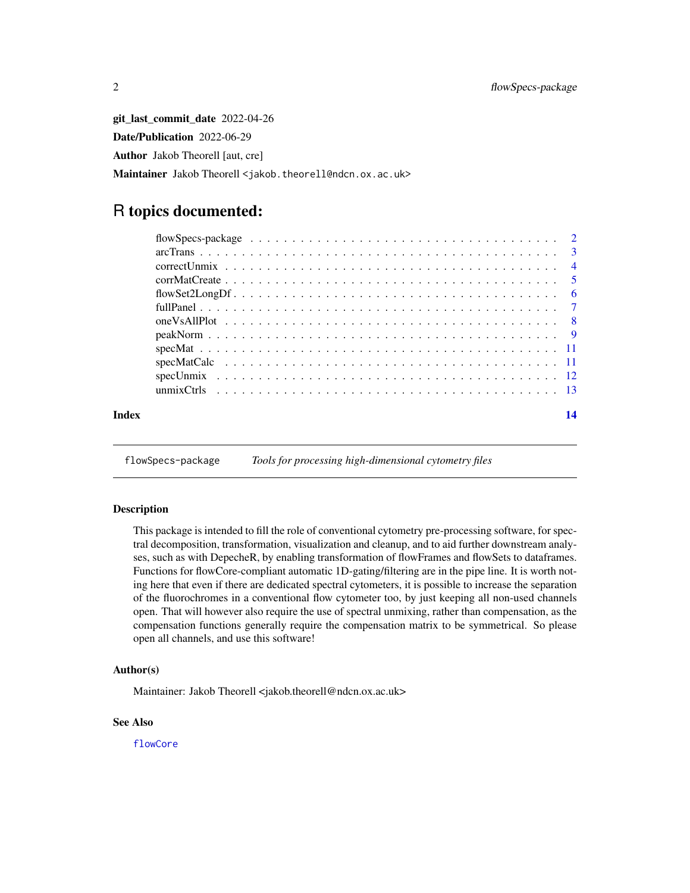**git_last_commit_date** 2022-04-26

**Date/Publication** 2022-06-29

**Author** Jakob Theorell [aut, cre]

**Maintainer** Jakob Theorell <jakob.theorell@ndcn.ox.ac.uk>

# R topics documented:

| | |
|---|---|
| flowSpecs-package | 2 |
| arcTrans | 3 |
| correctUnmix | 4 |
| corrMatCreate | 5 |
| flowSet2LongDf | 6 |
| fullPanel | 7 |
| oneVsAllPlot | 8 |
| peakNorm | 9 |
| specMat | 11 |
| specMatCalc | 11 |
| specUnmix | 12 |
| unmixCtrls | 13 |
| **Index** | **14** |

---

`flowSpecs-package` *Tools for processing high-dimensional cytometry files*

---

### Description

This package is intended to fill the role of conventional cytometry pre-processing software, for spectral decomposition, transformation, visualization and cleanup, and to aid further downstream analyses, such as with DepecheR, by enabling transformation of flowFrames and flowSets to dataframes. Functions for flowCore-compliant automatic 1D-gating/filtering are in the pipe line. It is worth noting here that even if there are dedicated spectral cytometers, it is possible to increase the separation of the fluorochromes in a conventional flow cytometer too, by just keeping all non-used channels open. That will however also require the use of spectral unmixing, rather than compensation, as the compensation functions generally require the compensation matrix to be symmetrical. So please open all channels, and use this software!

### Author(s)

Maintainer: Jakob Theorell <jakob.theorell@ndcn.ox.ac.uk>

### See Also

`flowCore`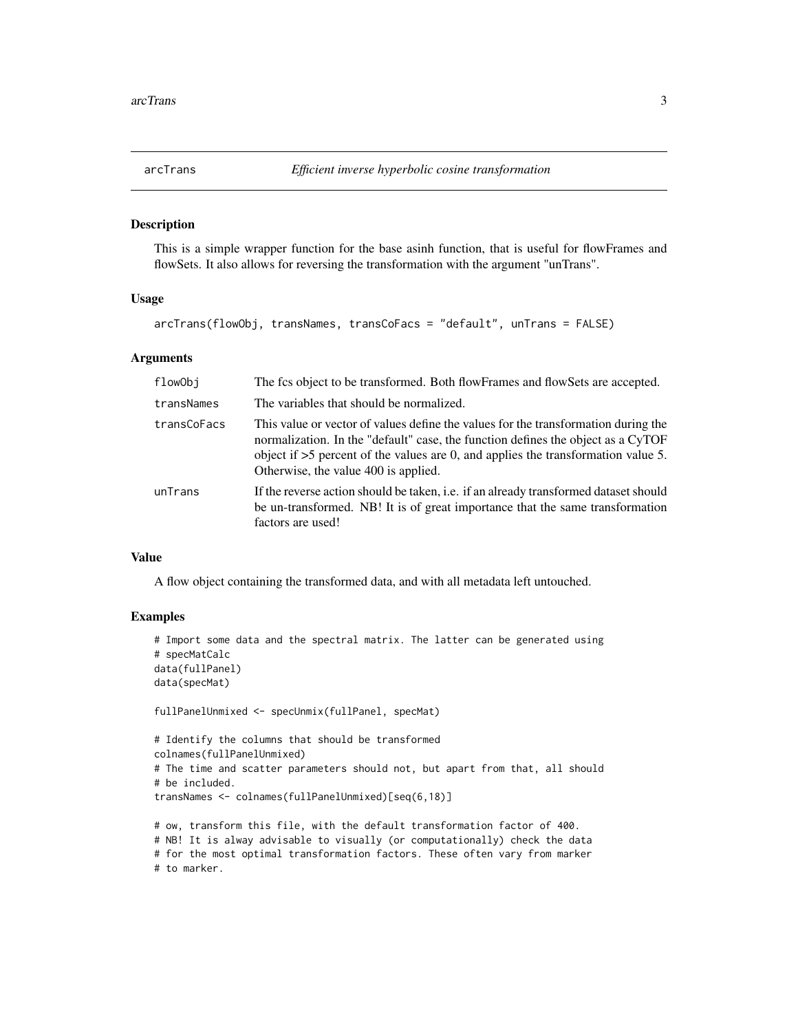## arcTrans — *Efficient inverse hyperbolic cosine transformation*

### Description

This is a simple wrapper function for the base asinh function, that is useful for flowFrames and flowSets. It also allows for reversing the transformation with the argument "unTrans".

### Usage

```
arcTrans(flowObj, transNames, transCoFacs = "default", unTrans = FALSE)
```

### Arguments

| | |
|---|---|
| flowObj | The fcs object to be transformed. Both flowFrames and flowSets are accepted. |
| transNames | The variables that should be normalized. |
| transCoFacs | This value or vector of values define the values for the transformation during the normalization. In the "default" case, the function defines the object as a CyTOF object if >5 percent of the values are 0, and applies the transformation value 5. Otherwise, the value 400 is applied. |
| unTrans | If the reverse action should be taken, i.e. if an already transformed dataset should be un-transformed. NB! It is of great importance that the same transformation factors are used! |

### Value

A flow object containing the transformed data, and with all metadata left untouched.

### Examples

```
# Import some data and the spectral matrix. The latter can be generated using
# specMatCalc
data(fullPanel)
data(specMat)

fullPanelUnmixed <- specUnmix(fullPanel, specMat)

# Identify the columns that should be transformed
colnames(fullPanelUnmixed)
# The time and scatter parameters should not, but apart from that, all should
# be included.
transNames <- colnames(fullPanelUnmixed)[seq(6,18)]

# ow, transform this file, with the default transformation factor of 400.
# NB! It is alway advisable to visually (or computationally) check the data
# for the most optimal transformation factors. These often vary from marker
# to marker.
```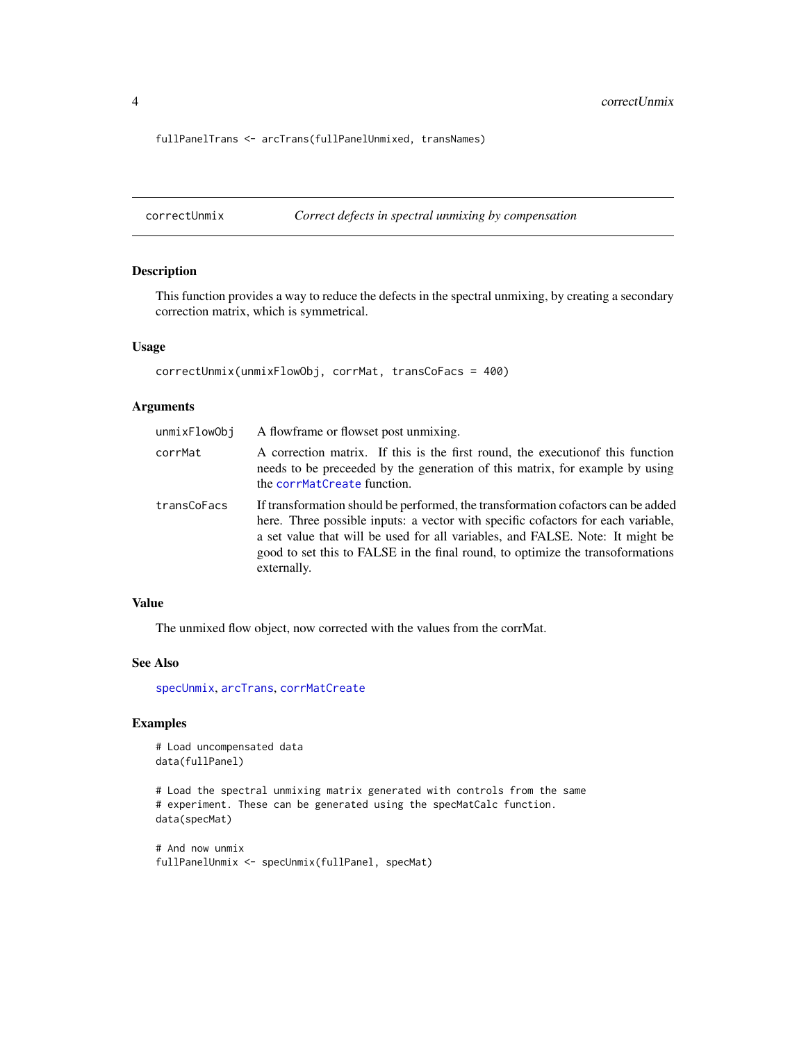```
fullPanelTrans <- arcTrans(fullPanelUnmixed, transNames)
```

## correctUnmix — *Correct defects in spectral unmixing by compensation*

### Description

This function provides a way to reduce the defects in the spectral unmixing, by creating a secondary correction matrix, which is symmetrical.

### Usage

```
correctUnmix(unmixFlowObj, corrMat, transCoFacs = 400)
```

### Arguments

| | |
|---|---|
| `unmixFlowObj` | A flowframe or flowset post unmixing. |
| `corrMat` | A correction matrix. If this is the first round, the executionof this function needs to be preceeded by the generation of this matrix, for example by using the `corrMatCreate` function. |
| `transCoFacs` | If transformation should be performed, the transformation cofactors can be added here. Three possible inputs: a vector with specific cofactors for each variable, a set value that will be used for all variables, and FALSE. Note: It might be good to set this to FALSE in the final round, to optimize the transoformations externally. |

### Value

The unmixed flow object, now corrected with the values from the corrMat.

### See Also

`specUnmix`, `arcTrans`, `corrMatCreate`

### Examples

```
# Load uncompensated data
data(fullPanel)

# Load the spectral unmixing matrix generated with controls from the same
# experiment. These can be generated using the specMatCalc function.
data(specMat)

# And now unmix
fullPanelUnmix <- specUnmix(fullPanel, specMat)
```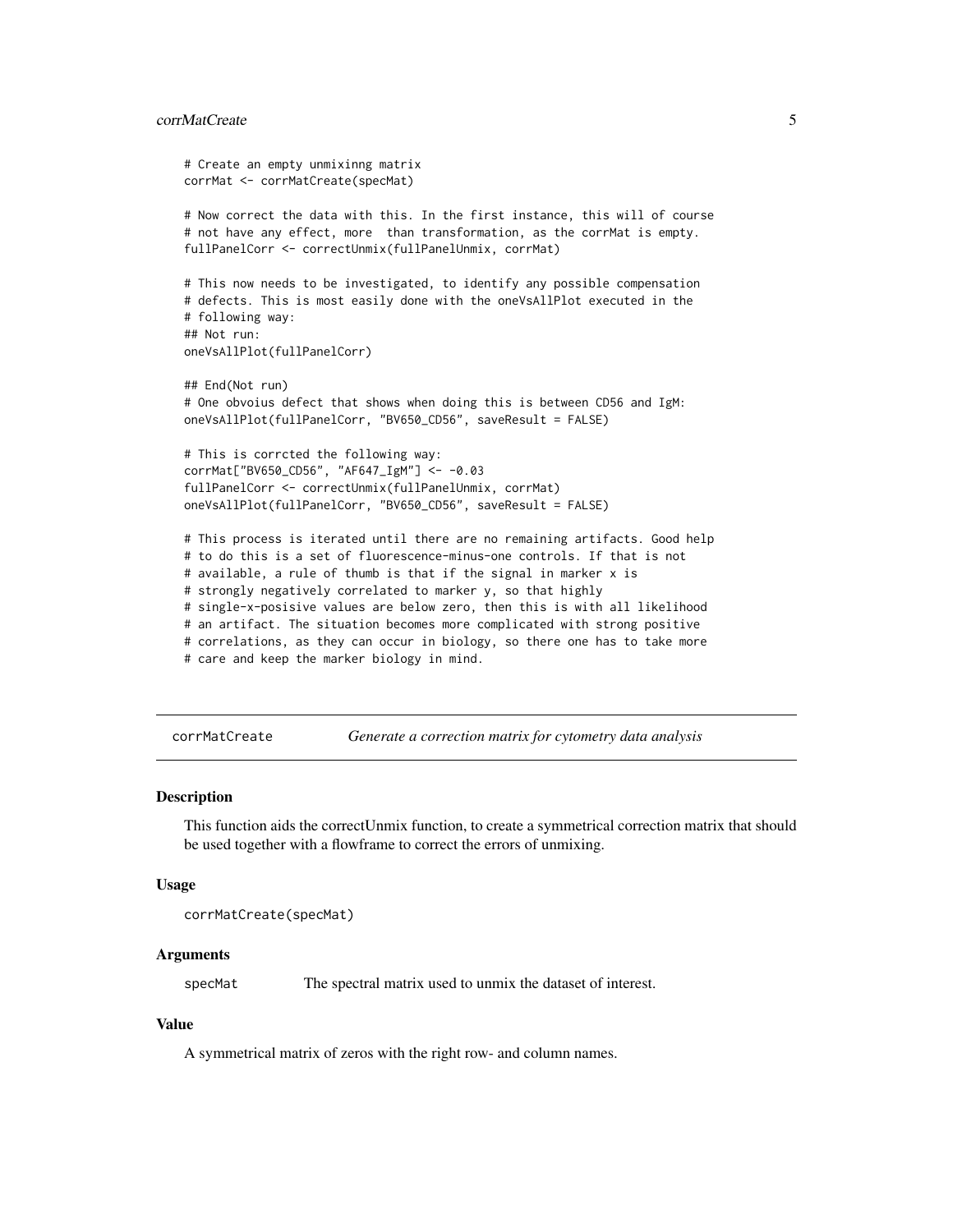```
# Create an empty unmixinng matrix
corrMat <- corrMatCreate(specMat)

# Now correct the data with this. In the first instance, this will of course
# not have any effect, more  than transformation, as the corrMat is empty.
fullPanelCorr <- correctUnmix(fullPanelUnmix, corrMat)

# This now needs to be investigated, to identify any possible compensation
# defects. This is most easily done with the oneVsAllPlot executed in the
# following way:
## Not run:
oneVsAllPlot(fullPanelCorr)

## End(Not run)
# One obvoius defect that shows when doing this is between CD56 and IgM:
oneVsAllPlot(fullPanelCorr, "BV650_CD56", saveResult = FALSE)

# This is corrcted the following way:
corrMat["BV650_CD56", "AF647_IgM"] <- -0.03
fullPanelCorr <- correctUnmix(fullPanelUnmix, corrMat)
oneVsAllPlot(fullPanelCorr, "BV650_CD56", saveResult = FALSE)

# This process is iterated until there are no remaining artifacts. Good help
# to do this is a set of fluorescence-minus-one controls. If that is not
# available, a rule of thumb is that if the signal in marker x is
# strongly negatively correlated to marker y, so that highly
# single-x-posisive values are below zero, then this is with all likelihood
# an artifact. The situation becomes more complicated with strong positive
# correlations, as they can occur in biology, so there one has to take more
# care and keep the marker biology in mind.
```

---

## corrMatCreate — *Generate a correction matrix for cytometry data analysis*

---

### Description

This function aids the correctUnmix function, to create a symmetrical correction matrix that should be used together with a flowframe to correct the errors of unmixing.

### Usage

```
corrMatCreate(specMat)
```

### Arguments

| | |
|---|---|
| specMat | The spectral matrix used to unmix the dataset of interest. |

### Value

A symmetrical matrix of zeros with the right row- and column names.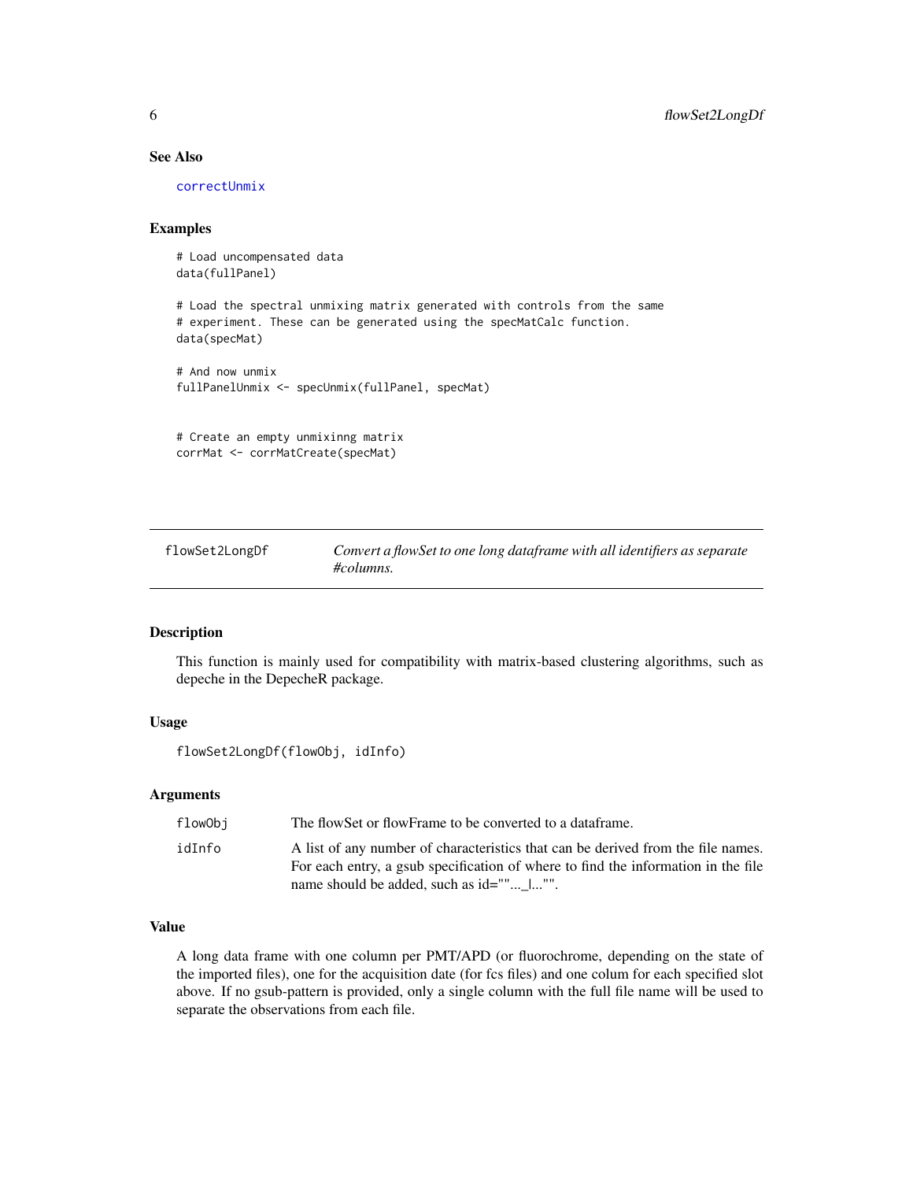### See Also

correctUnmix

### Examples

```
# Load uncompensated data
data(fullPanel)

# Load the spectral unmixing matrix generated with controls from the same
# experiment. These can be generated using the specMatCalc function.
data(specMat)

# And now unmix
fullPanelUnmix <- specUnmix(fullPanel, specMat)


# Create an empty unmixinng matrix
corrMat <- corrMatCreate(specMat)
```

## flowSet2LongDf — *Convert a flowSet to one long dataframe with all identifiers as separate #columns.*

### Description

This function is mainly used for compatibility with matrix-based clustering algorithms, such as depeche in the DepecheR package.

### Usage

```
flowSet2LongDf(flowObj, idInfo)
```

### Arguments

| | |
|---|---|
| flowObj | The flowSet or flowFrame to be converted to a dataframe. |
| idInfo | A list of any number of characteristics that can be derived from the file names. For each entry, a gsub specification of where to find the information in the file name should be added, such as id=""..._|...""." |

### Value

A long data frame with one column per PMT/APD (or fluorochrome, depending on the state of the imported files), one for the acquisition date (for fcs files) and one colum for each specified slot above. If no gsub-pattern is provided, only a single column with the full file name will be used to separate the observations from each file.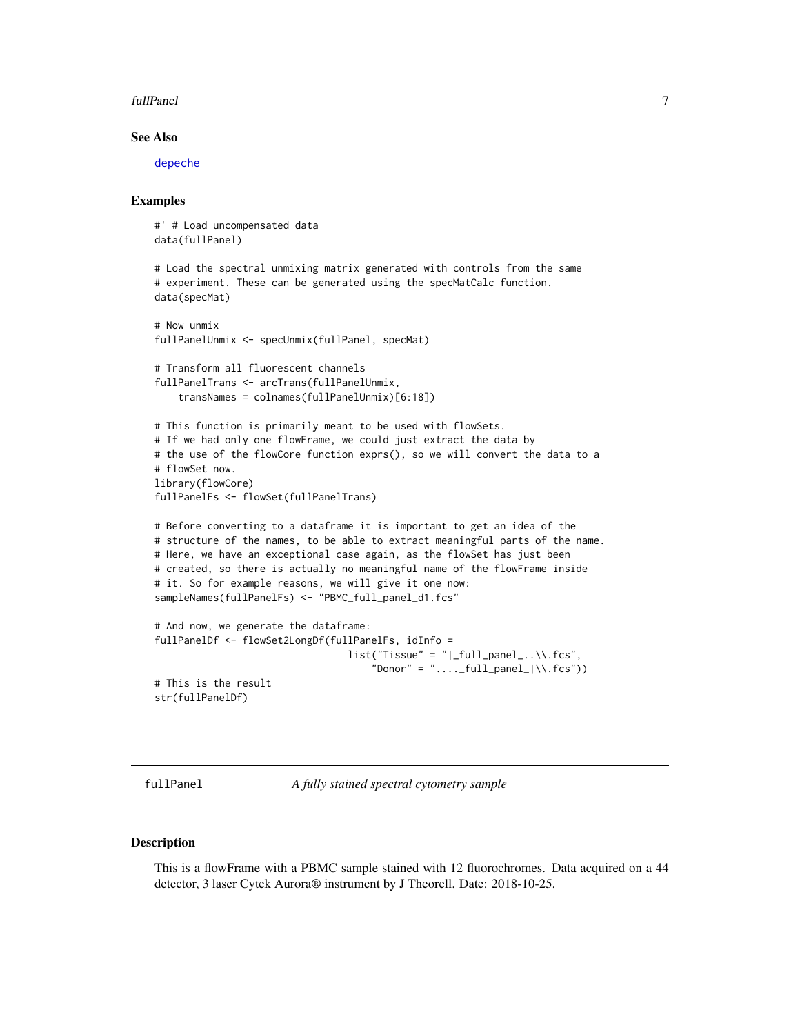### See Also

depeche

### Examples

```
#' # Load uncompensated data
data(fullPanel)

# Load the spectral unmixing matrix generated with controls from the same
# experiment. These can be generated using the specMatCalc function.
data(specMat)

# Now unmix
fullPanelUnmix <- specUnmix(fullPanel, specMat)

# Transform all fluorescent channels
fullPanelTrans <- arcTrans(fullPanelUnmix,
    transNames = colnames(fullPanelUnmix)[6:18])

# This function is primarily meant to be used with flowSets.
# If we had only one flowFrame, we could just extract the data by
# the use of the flowCore function exprs(), so we will convert the data to a
# flowSet now.
library(flowCore)
fullPanelFs <- flowSet(fullPanelTrans)

# Before converting to a dataframe it is important to get an idea of the
# structure of the names, to be able to extract meaningful parts of the name.
# Here, we have an exceptional case again, as the flowSet has just been
# created, so there is actually no meaningful name of the flowFrame inside
# it. So for example reasons, we will give it one now:
sampleNames(fullPanelFs) <- "PBMC_full_panel_d1.fcs"

# And now, we generate the dataframe:
fullPanelDf <- flowSet2LongDf(fullPanelFs, idInfo =
                                list("Tissue" = "|_full_panel_..\\.fcs",
                                    "Donor" = "...._full_panel_|\\.fcs"))
# This is the result
str(fullPanelDf)
```

---

## fullPanel *A fully stained spectral cytometry sample*

### Description

This is a flowFrame with a PBMC sample stained with 12 fluorochromes. Data acquired on a 44 detector, 3 laser Cytek Aurora® instrument by J Theorell. Date: 2018-10-25.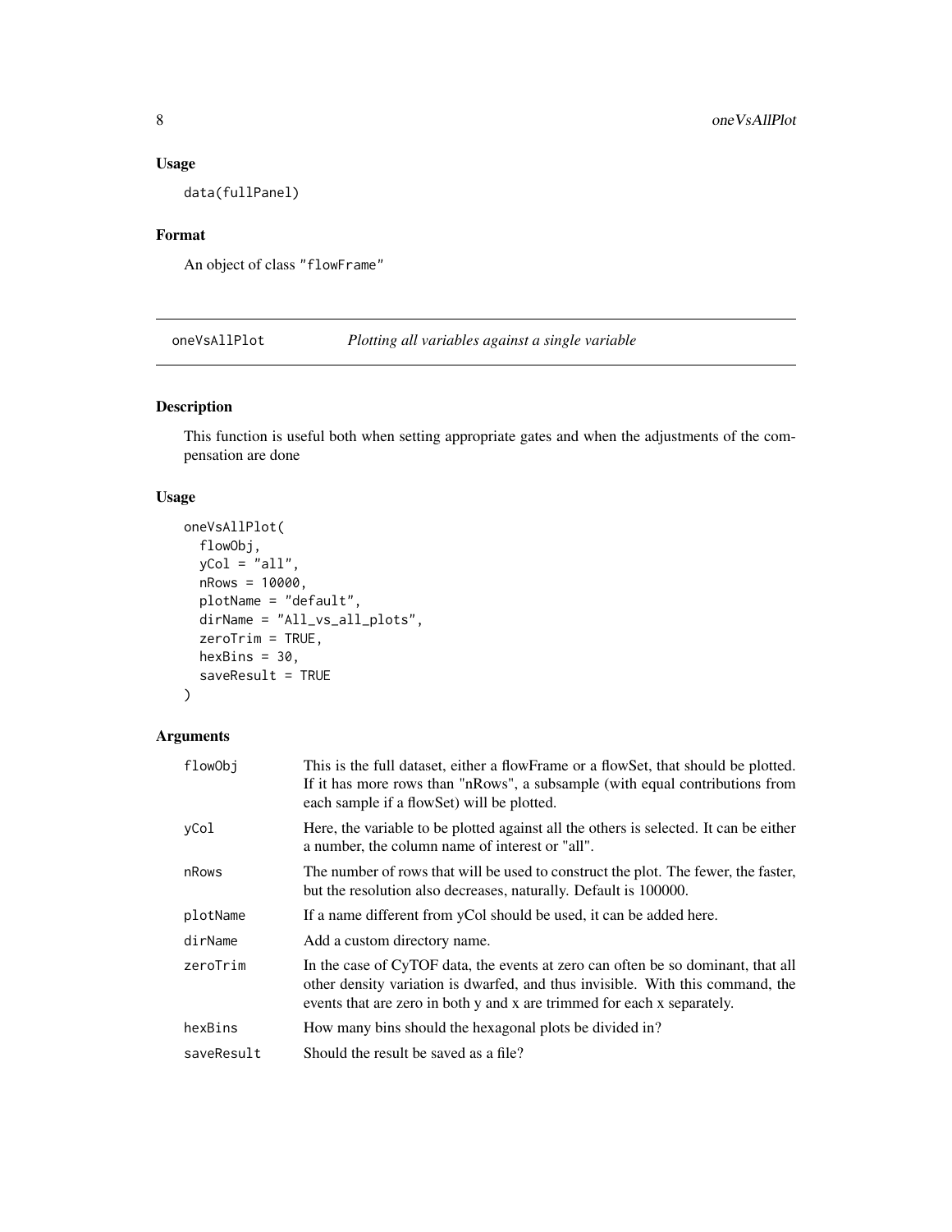### Usage

```
data(fullPanel)
```

### Format

An object of class "flowFrame"

## oneVsAllPlot *Plotting all variables against a single variable*

### Description

This function is useful both when setting appropriate gates and when the adjustments of the compensation are done

### Usage

```
oneVsAllPlot(
  flowObj,
  yCol = "all",
  nRows = 10000,
  plotName = "default",
  dirName = "All_vs_all_plots",
  zeroTrim = TRUE,
  hexBins = 30,
  saveResult = TRUE
)
```

### Arguments

| | |
|---|---|
| flowObj | This is the full dataset, either a flowFrame or a flowSet, that should be plotted. If it has more rows than "nRows", a subsample (with equal contributions from each sample if a flowSet) will be plotted. |
| yCol | Here, the variable to be plotted against all the others is selected. It can be either a number, the column name of interest or "all". |
| nRows | The number of rows that will be used to construct the plot. The fewer, the faster, but the resolution also decreases, naturally. Default is 100000. |
| plotName | If a name different from yCol should be used, it can be added here. |
| dirName | Add a custom directory name. |
| zeroTrim | In the case of CyTOF data, the events at zero can often be so dominant, that all other density variation is dwarfed, and thus invisible. With this command, the events that are zero in both y and x are trimmed for each x separately. |
| hexBins | How many bins should the hexagonal plots be divided in? |
| saveResult | Should the result be saved as a file? |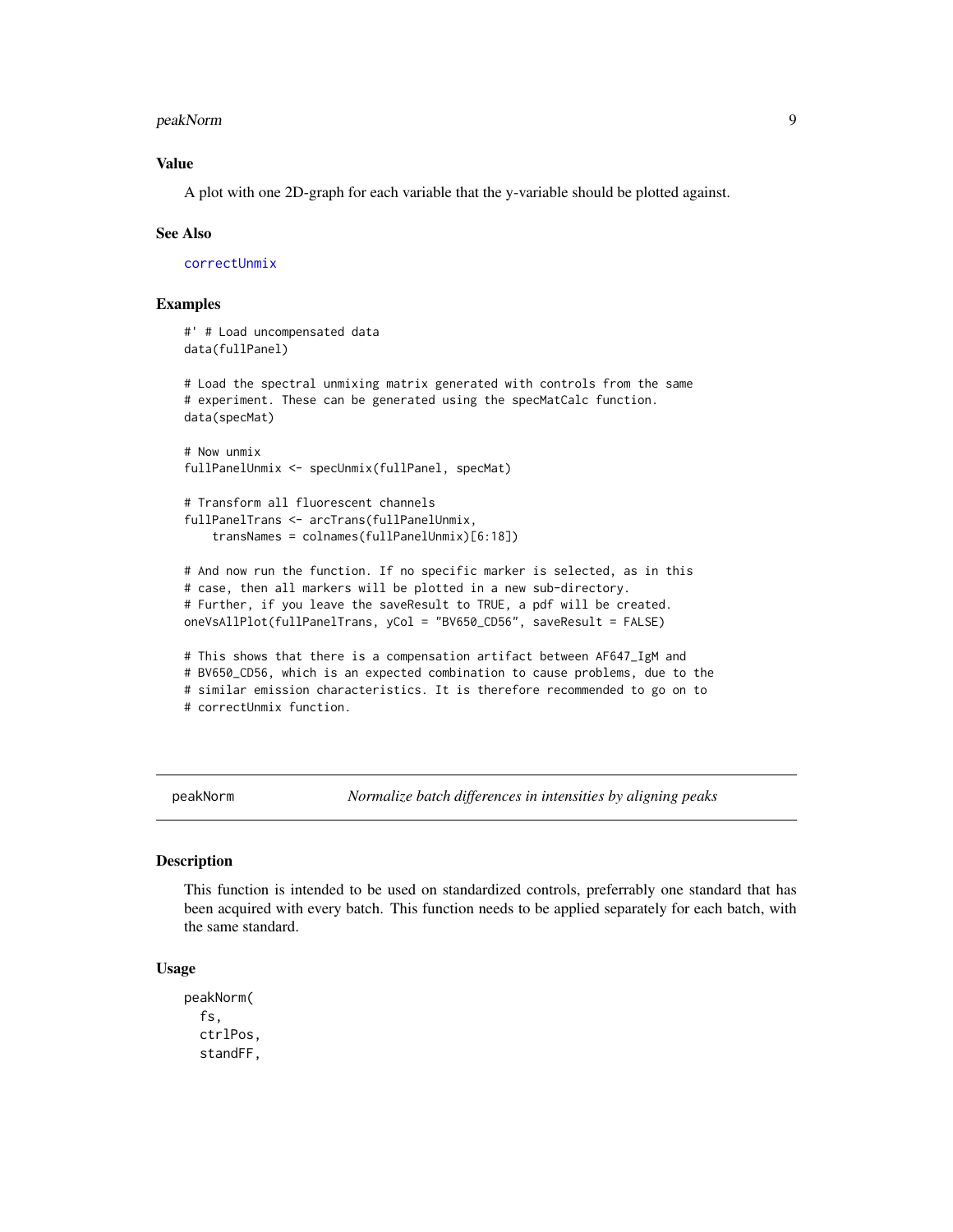### Value

A plot with one 2D-graph for each variable that the y-variable should be plotted against.

### See Also

correctUnmix

### Examples

```
#' # Load uncompensated data
data(fullPanel)

# Load the spectral unmixing matrix generated with controls from the same
# experiment. These can be generated using the specMatCalc function.
data(specMat)

# Now unmix
fullPanelUnmix <- specUnmix(fullPanel, specMat)

# Transform all fluorescent channels
fullPanelTrans <- arcTrans(fullPanelUnmix,
    transNames = colnames(fullPanelUnmix)[6:18])

# And now run the function. If no specific marker is selected, as in this
# case, then all markers will be plotted in a new sub-directory.
# Further, if you leave the saveResult to TRUE, a pdf will be created.
oneVsAllPlot(fullPanelTrans, yCol = "BV650_CD56", saveResult = FALSE)

# This shows that there is a compensation artifact between AF647_IgM and
# BV650_CD56, which is an expected combination to cause problems, due to the
# similar emission characteristics. It is therefore recommended to go on to
# correctUnmix function.
```

---

## peakNorm — *Normalize batch differences in intensities by aligning peaks*

### Description

This function is intended to be used on standardized controls, preferrably one standard that has been acquired with every batch. This function needs to be applied separately for each batch, with the same standard.

### Usage

```
peakNorm(
  fs,
  ctrlPos,
  standFF,
```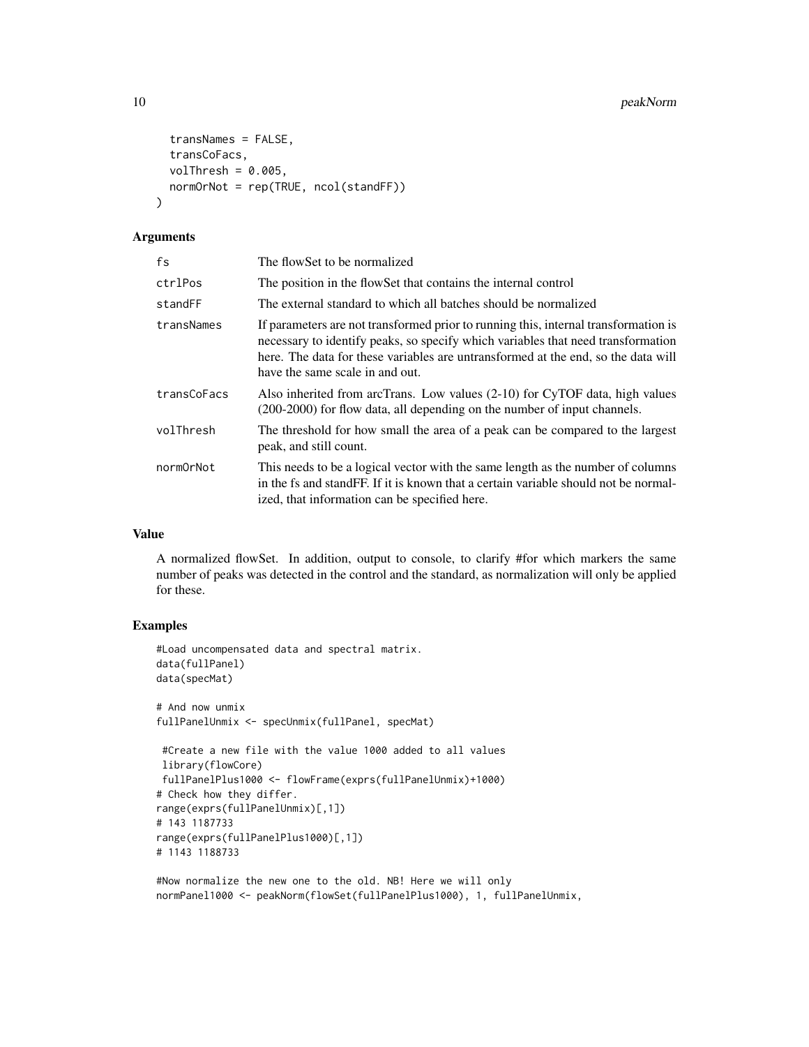```
  transNames = FALSE,
  transCoFacs,
  volThresh = 0.005,
  normOrNot = rep(TRUE, ncol(standFF))
)
```

### Arguments

| | |
|---|---|
| fs | The flowSet to be normalized |
| ctrlPos | The position in the flowSet that contains the internal control |
| standFF | The external standard to which all batches should be normalized |
| transNames | If parameters are not transformed prior to running this, internal transformation is necessary to identify peaks, so specify which variables that need transformation here. The data for these variables are untransformed at the end, so the data will have the same scale in and out. |
| transCoFacs | Also inherited from arcTrans. Low values (2-10) for CyTOF data, high values (200-2000) for flow data, all depending on the number of input channels. |
| volThresh | The threshold for how small the area of a peak can be compared to the largest peak, and still count. |
| normOrNot | This needs to be a logical vector with the same length as the number of columns in the fs and standFF. If it is known that a certain variable should not be normalized, that information can be specified here. |

### Value

A normalized flowSet. In addition, output to console, to clarify #for which markers the same number of peaks was detected in the control and the standard, as normalization will only be applied for these.

### Examples

```
#Load uncompensated data and spectral matrix.
data(fullPanel)
data(specMat)

# And now unmix
fullPanelUnmix <- specUnmix(fullPanel, specMat)

 #Create a new file with the value 1000 added to all values
 library(flowCore)
 fullPanelPlus1000 <- flowFrame(exprs(fullPanelUnmix)+1000)
# Check how they differ.
range(exprs(fullPanelUnmix)[,1])
# 143 1187733
range(exprs(fullPanelPlus1000)[,1])
# 1143 1188733

#Now normalize the new one to the old. NB! Here we will only
normPanel1000 <- peakNorm(flowSet(fullPanelPlus1000), 1, fullPanelUnmix,
```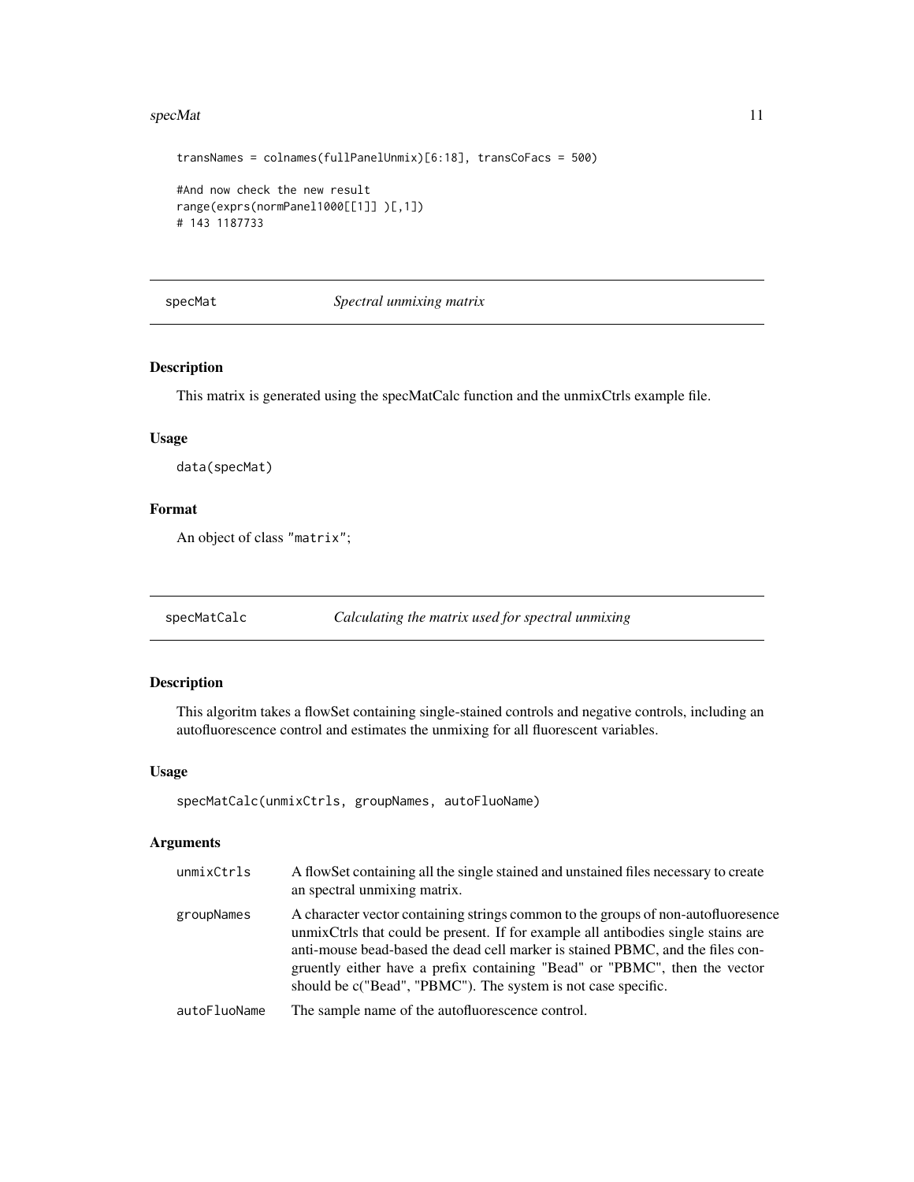```
transNames = colnames(fullPanelUnmix)[6:18], transCoFacs = 500)

#And now check the new result
range(exprs(normPanel1000[[1]] )[,1])
# 143 1187733
```

## specMat — *Spectral unmixing matrix*

### Description

This matrix is generated using the specMatCalc function and the unmixCtrls example file.

### Usage

```
data(specMat)
```

### Format

An object of class "matrix";

## specMatCalc — *Calculating the matrix used for spectral unmixing*

### Description

This algoritm takes a flowSet containing single-stained controls and negative controls, including an autofluorescence control and estimates the unmixing for all fluorescent variables.

### Usage

```
specMatCalc(unmixCtrls, groupNames, autoFluoName)
```

### Arguments

| | |
|---|---|
| unmixCtrls | A flowSet containing all the single stained and unstained files necessary to create an spectral unmixing matrix. |
| groupNames | A character vector containing strings common to the groups of non-autofluoresence unmixCtrls that could be present. If for example all antibodies single stains are anti-mouse bead-based the dead cell marker is stained PBMC, and the files congruently either have a prefix containing "Bead" or "PBMC", then the vector should be c("Bead", "PBMC"). The system is not case specific. |
| autoFluoName | The sample name of the autofluorescence control. |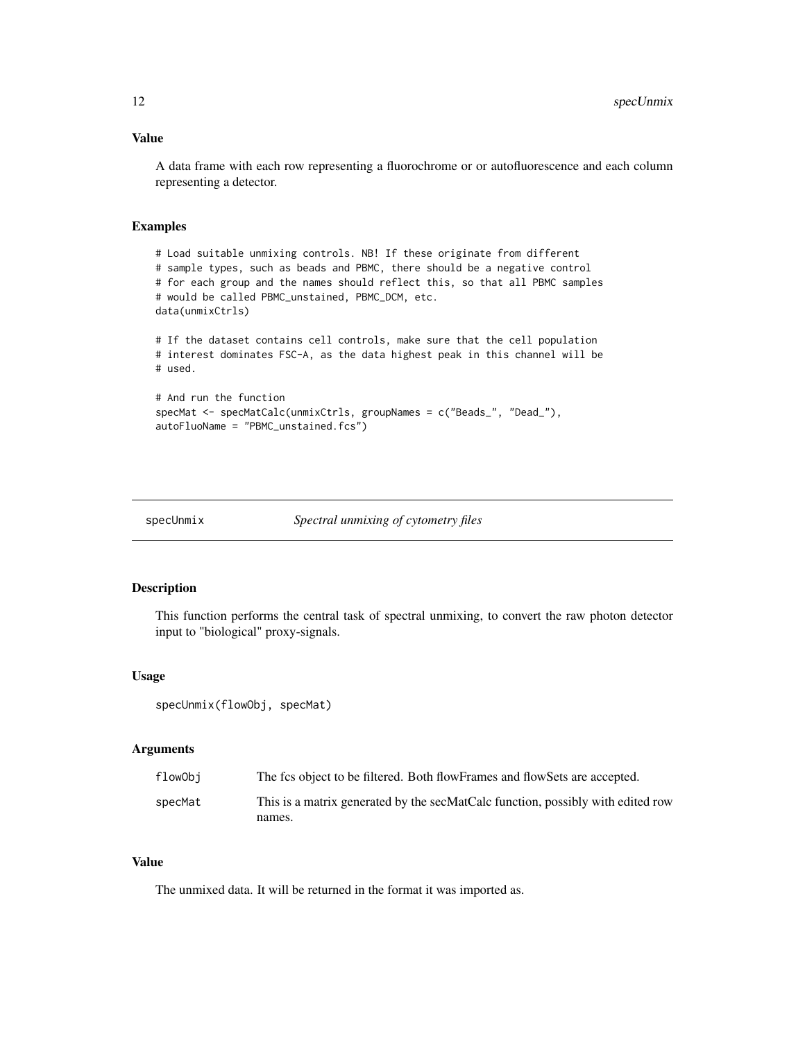### Value

A data frame with each row representing a fluorochrome or or autofluorescence and each column representing a detector.

### Examples

```
# Load suitable unmixing controls. NB! If these originate from different
# sample types, such as beads and PBMC, there should be a negative control
# for each group and the names should reflect this, so that all PBMC samples
# would be called PBMC_unstained, PBMC_DCM, etc.
data(unmixCtrls)

# If the dataset contains cell controls, make sure that the cell population
# interest dominates FSC-A, as the data highest peak in this channel will be
# used.

# And run the function
specMat <- specMatCalc(unmixCtrls, groupNames = c("Beads_", "Dead_"),
autoFluoName = "PBMC_unstained.fcs")
```

---

## specUnmix &emsp; *Spectral unmixing of cytometry files*

### Description

This function performs the central task of spectral unmixing, to convert the raw photon detector input to "biological" proxy-signals.

### Usage

```
specUnmix(flowObj, specMat)
```

### Arguments

| | |
|---|---|
| flowObj | The fcs object to be filtered. Both flowFrames and flowSets are accepted. |
| specMat | This is a matrix generated by the secMatCalc function, possibly with edited row names. |

### Value

The unmixed data. It will be returned in the format it was imported as.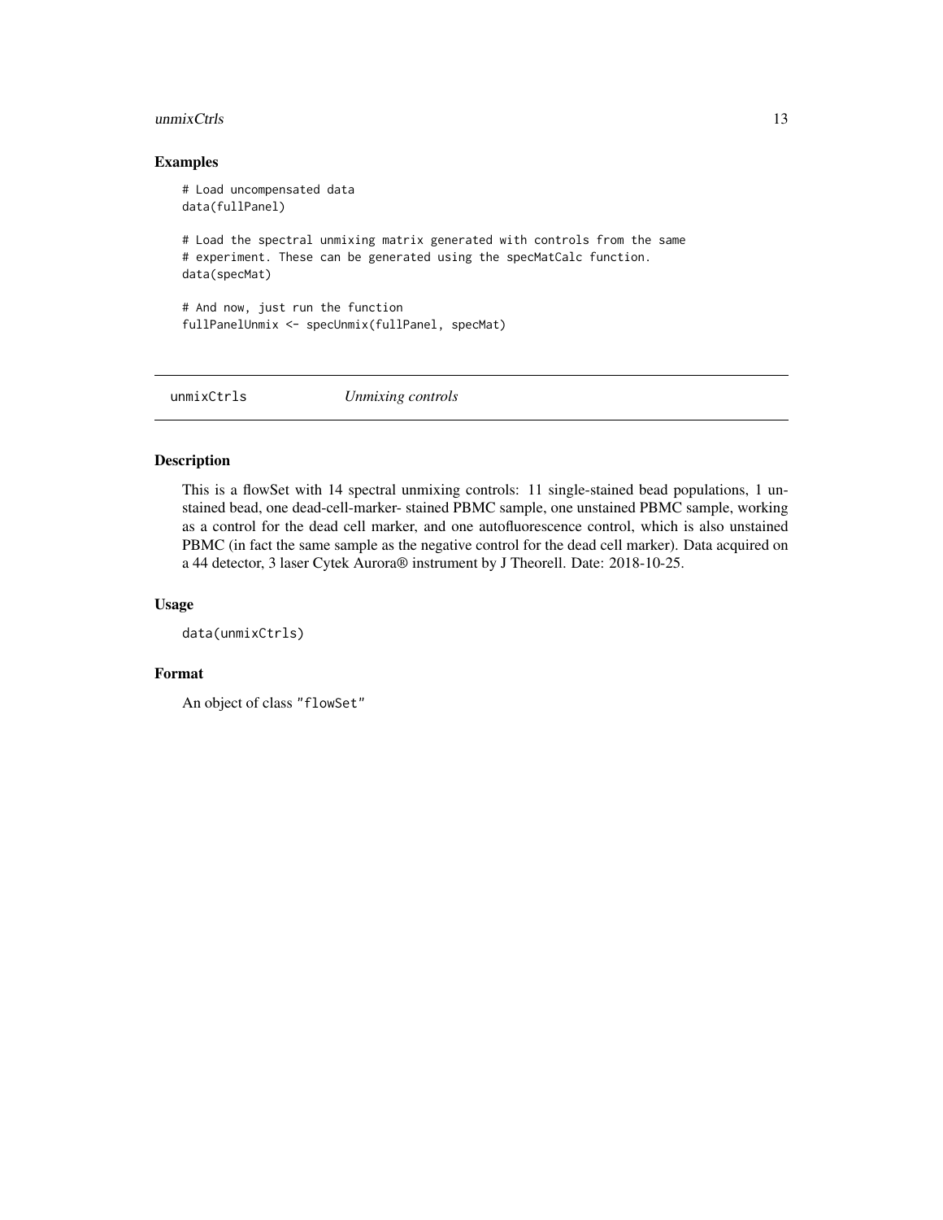### Examples

```
# Load uncompensated data
data(fullPanel)

# Load the spectral unmixing matrix generated with controls from the same
# experiment. These can be generated using the specMatCalc function.
data(specMat)

# And now, just run the function
fullPanelUnmix <- specUnmix(fullPanel, specMat)
```

## unmixCtrls *Unmixing controls*

### Description

This is a flowSet with 14 spectral unmixing controls: 11 single-stained bead populations, 1 unstained bead, one dead-cell-marker- stained PBMC sample, one unstained PBMC sample, working as a control for the dead cell marker, and one autofluorescence control, which is also unstained PBMC (in fact the same sample as the negative control for the dead cell marker). Data acquired on a 44 detector, 3 laser Cytek Aurora® instrument by J Theorell. Date: 2018-10-25.

### Usage

```
data(unmixCtrls)
```

### Format

An object of class "flowSet"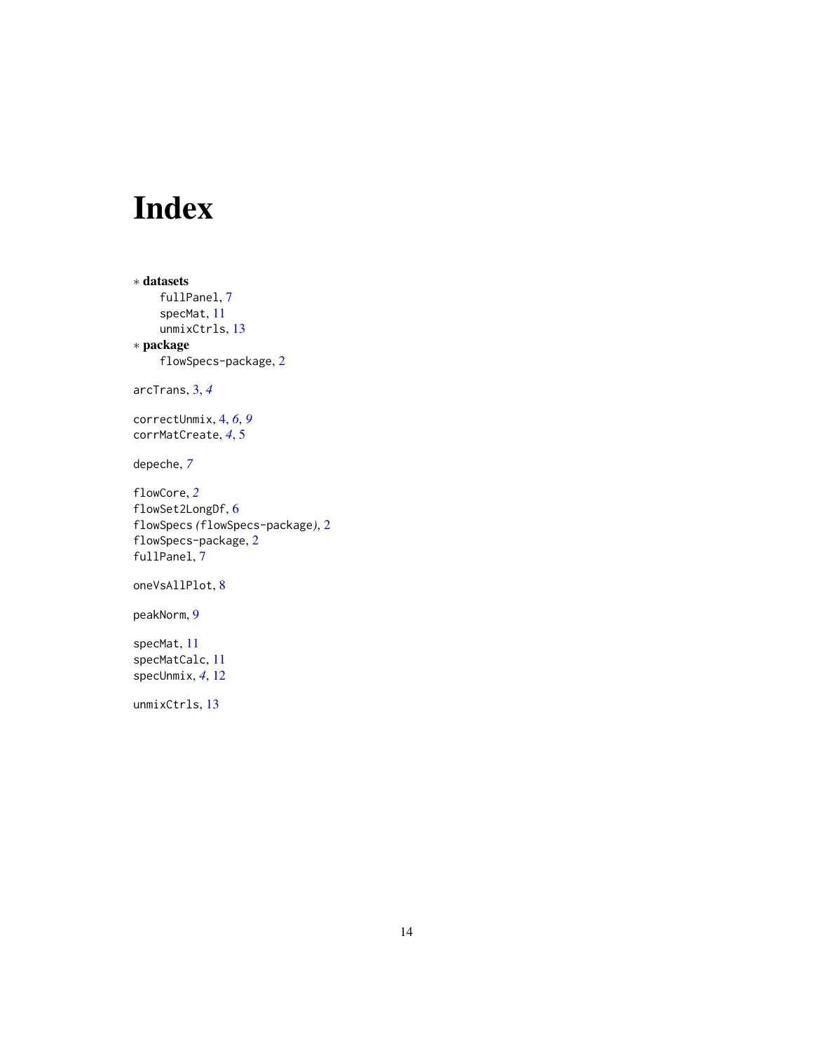# Index

∗ **datasets**

    fullPanel, 7
    specMat, 11
    unmixCtrls, 13

∗ **package**

    flowSpecs-package, 2

arcTrans, 3, *4*

correctUnmix, 4, *6*, *9*
corrMatCreate, *4*, 5

depeche, *7*

flowCore, *2*
flowSet2LongDf, 6
flowSpecs *(*flowSpecs-package*)*, 2
flowSpecs-package, 2
fullPanel, 7

oneVsAllPlot, 8

peakNorm, 9

specMat, 11
specMatCalc, 11
specUnmix, *4*, 12

unmixCtrls, 13